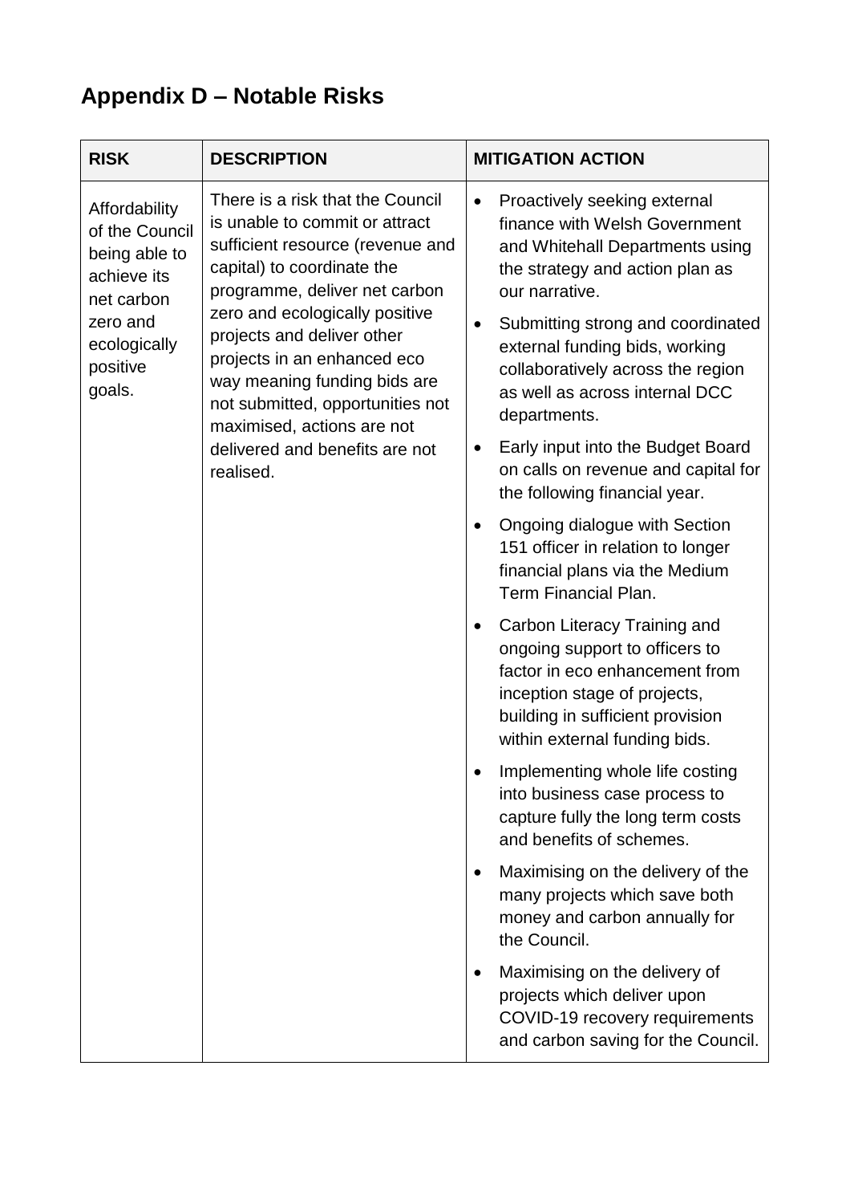## Appendix D – Notable Risks

| RISK | DESCRIPTION | MITIGATION ACTION |
| --- | --- | --- |
| Affordability of the Council being able to achieve its net carbon zero and ecologically positive goals. | There is a risk that the Council is unable to commit or attract sufficient resource (revenue and capital) to coordinate the programme, deliver net carbon zero and ecologically positive projects and deliver other projects in an enhanced eco way meaning funding bids are not submitted, opportunities not maximised, actions are not delivered and benefits are not realised. | • Proactively seeking external finance with Welsh Government and Whitehall Departments using the strategy and action plan as our narrative.<br>• Submitting strong and coordinated external funding bids, working collaboratively across the region as well as across internal DCC departments.<br>• Early input into the Budget Board on calls on revenue and capital for the following financial year.<br>• Ongoing dialogue with Section 151 officer in relation to longer financial plans via the Medium Term Financial Plan.<br>• Carbon Literacy Training and ongoing support to officers to factor in eco enhancement from inception stage of projects, building in sufficient provision within external funding bids.<br>• Implementing whole life costing into business case process to capture fully the long term costs and benefits of schemes.<br>• Maximising on the delivery of the many projects which save both money and carbon annually for the Council.<br>• Maximising on the delivery of projects which deliver upon COVID-19 recovery requirements and carbon saving for the Council. |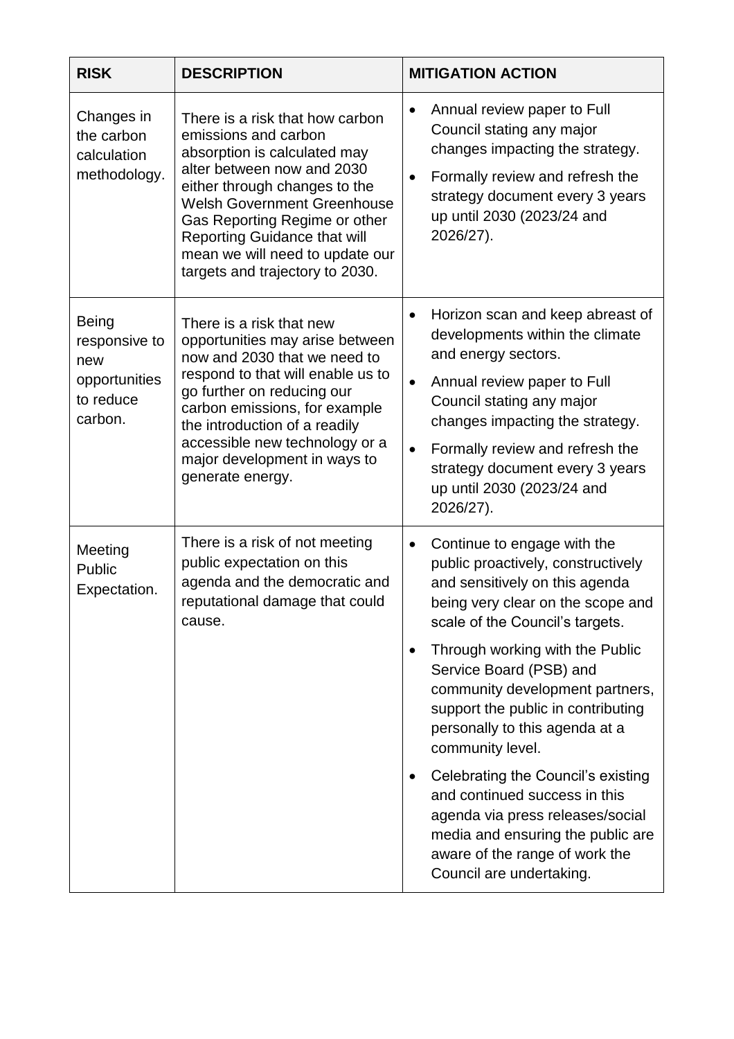| RISK | DESCRIPTION | MITIGATION ACTION |
|---|---|---|
| Changes in the carbon calculation methodology. | There is a risk that how carbon emissions and carbon absorption is calculated may alter between now and 2030 either through changes to the Welsh Government Greenhouse Gas Reporting Regime or other Reporting Guidance that will mean we will need to update our targets and trajectory to 2030. | • Annual review paper to Full Council stating any major changes impacting the strategy.<br>• Formally review and refresh the strategy document every 3 years up until 2030 (2023/24 and 2026/27). |
| Being responsive to new opportunities to reduce carbon. | There is a risk that new opportunities may arise between now and 2030 that we need to respond to that will enable us to go further on reducing our carbon emissions, for example the introduction of a readily accessible new technology or a major development in ways to generate energy. | • Horizon scan and keep abreast of developments within the climate and energy sectors.<br>• Annual review paper to Full Council stating any major changes impacting the strategy.<br>• Formally review and refresh the strategy document every 3 years up until 2030 (2023/24 and 2026/27). |
| Meeting Public Expectation. | There is a risk of not meeting public expectation on this agenda and the democratic and reputational damage that could cause. | • Continue to engage with the public proactively, constructively and sensitively on this agenda being very clear on the scope and scale of the Council's targets.<br>• Through working with the Public Service Board (PSB) and community development partners, support the public in contributing personally to this agenda at a community level.<br>• Celebrating the Council's existing and continued success in this agenda via press releases/social media and ensuring the public are aware of the range of work the Council are undertaking. |